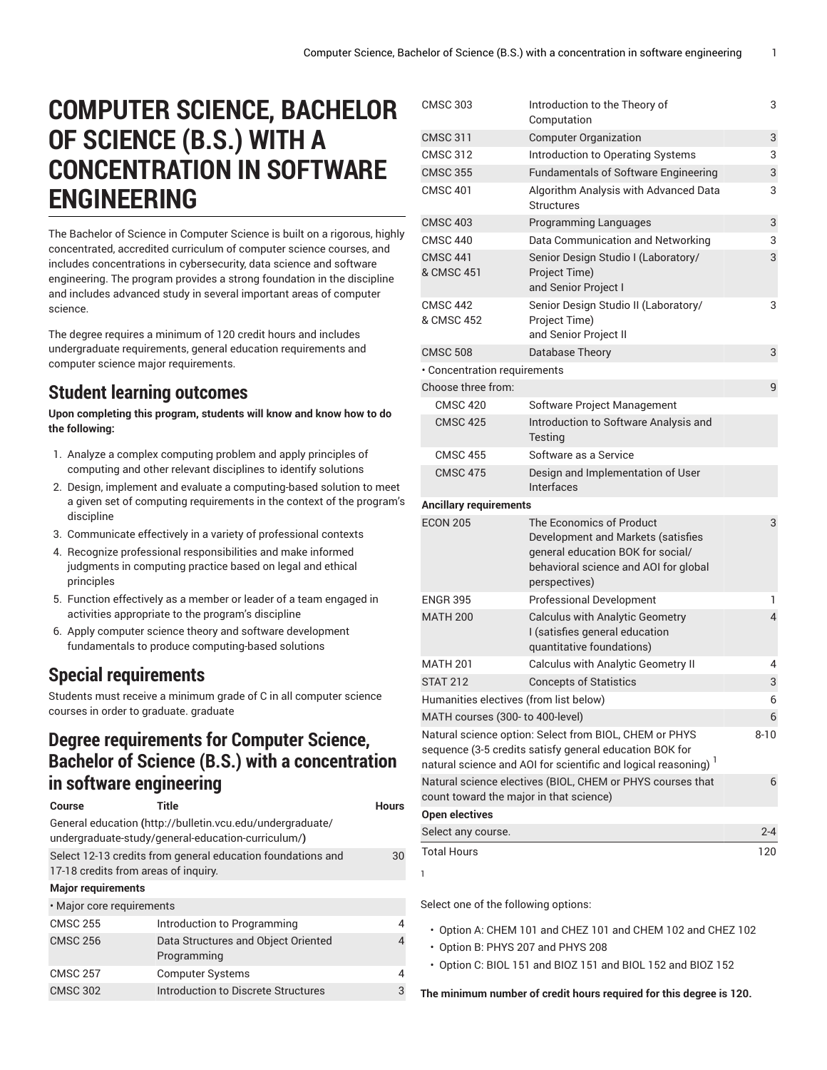# COMPUTER SCIENCE, BACHELOR OF SCIENCE (B.S.) WITH A CONCENTRATION IN SOFTWARE ENGINEERING

The Bachelor of Science in Computer Science is built on a rigorous, highly concentrated, accredited curriculum of computer science courses, and includes concentrations in cybersecurity, data science and software engineering. The program provides a strong foundation in the discipline and includes advanced study in several important areas of computer science.

The degree requires a minimum of 120 credit hours and includes undergraduate requirements, general education requirements and computer science major requirements.

## Student learning outcomes

**Upon completing this program, students will know and know how to do the following:**

1. Analyze a complex computing problem and apply principles of computing and other relevant disciplines to identify solutions
2. Design, implement and evaluate a computing-based solution to meet a given set of computing requirements in the context of the program's discipline
3. Communicate effectively in a variety of professional contexts
4. Recognize professional responsibilities and make informed judgments in computing practice based on legal and ethical principles
5. Function effectively as a member or leader of a team engaged in activities appropriate to the program's discipline
6. Apply computer science theory and software development fundamentals to produce computing-based solutions

## Special requirements

Students must receive a minimum grade of C in all computer science courses in order to graduate. graduate

## Degree requirements for Computer Science, Bachelor of Science (B.S.) with a concentration in software engineering

| Course | Title | Hours |
|---|---|---|
| General education (http://bulletin.vcu.edu/undergraduate/undergraduate-study/general-education-curriculum/) | | |
| Select 12-13 credits from general education foundations and 17-18 credits from areas of inquiry. | | 30 |
| **Major requirements** | | |
| • Major core requirements | | |
| CMSC 255 | Introduction to Programming | 4 |
| CMSC 256 | Data Structures and Object Oriented Programming | 4 |
| CMSC 257 | Computer Systems | 4 |
| CMSC 302 | Introduction to Discrete Structures | 3 |
| CMSC 303 | Introduction to the Theory of Computation | 3 |
| CMSC 311 | Computer Organization | 3 |
| CMSC 312 | Introduction to Operating Systems | 3 |
| CMSC 355 | Fundamentals of Software Engineering | 3 |
| CMSC 401 | Algorithm Analysis with Advanced Data Structures | 3 |
| CMSC 403 | Programming Languages | 3 |
| CMSC 440 | Data Communication and Networking | 3 |
| CMSC 441 & CMSC 451 | Senior Design Studio I (Laboratory/Project Time) and Senior Project I | 3 |
| CMSC 442 & CMSC 452 | Senior Design Studio II (Laboratory/Project Time) and Senior Project II | 3 |
| CMSC 508 | Database Theory | 3 |
| • Concentration requirements | | |
| Choose three from: | | 9 |
| CMSC 420 | Software Project Management | |
| CMSC 425 | Introduction to Software Analysis and Testing | |
| CMSC 455 | Software as a Service | |
| CMSC 475 | Design and Implementation of User Interfaces | |
| **Ancillary requirements** | | |
| ECON 205 | The Economics of Product Development and Markets (satisfies general education BOK for social/behavioral science and AOI for global perspectives) | 3 |
| ENGR 395 | Professional Development | 1 |
| MATH 200 | Calculus with Analytic Geometry I (satisfies general education quantitative foundations) | 4 |
| MATH 201 | Calculus with Analytic Geometry II | 4 |
| STAT 212 | Concepts of Statistics | 3 |
| Humanities electives (from list below) | | 6 |
| MATH courses (300- to 400-level) | | 6 |
| Natural science option: Select from BIOL, CHEM or PHYS sequence (3-5 credits satisfy general education BOK for natural science and AOI for scientific and logical reasoning) [1] | | 8-10 |
| Natural science electives (BIOL, CHEM or PHYS courses that count toward the major in that science) | | 6 |
| **Open electives** | | |
| Select any course. | | 2-4 |
| Total Hours | | 120 |

[1]

Select one of the following options:

- Option A: CHEM 101 and CHEZ 101 and CHEM 102 and CHEZ 102
- Option B: PHYS 207 and PHYS 208
- Option C: BIOL 151 and BIOZ 151 and BIOL 152 and BIOZ 152

**The minimum number of credit hours required for this degree is 120.**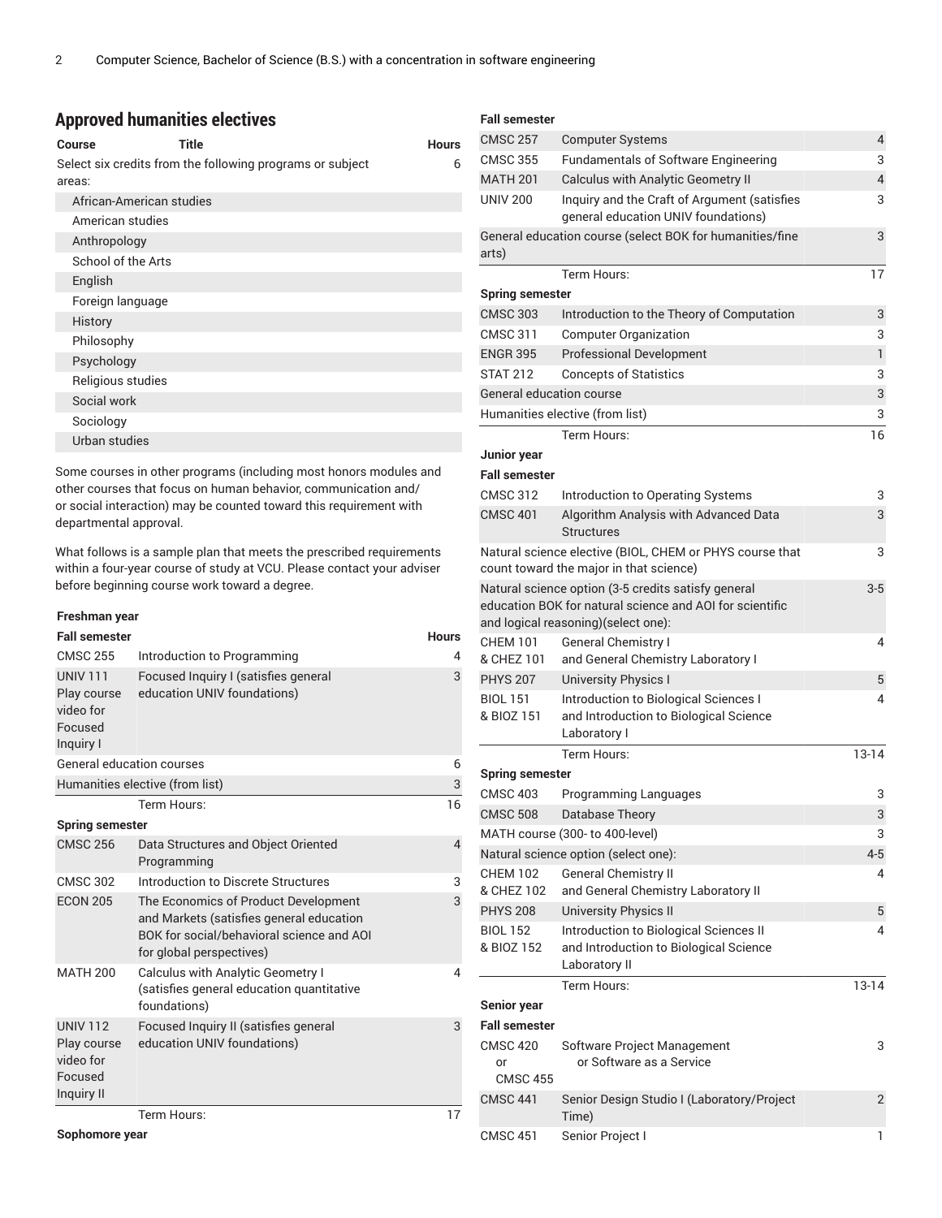## Approved humanities electives

| Course | Title | Hours |
|---|---|---|
| Select six credits from the following programs or subject areas: | | 6 |
| African-American studies | | |
| American studies | | |
| Anthropology | | |
| School of the Arts | | |
| English | | |
| Foreign language | | |
| History | | |
| Philosophy | | |
| Psychology | | |
| Religious studies | | |
| Social work | | |
| Sociology | | |
| Urban studies | | |

Some courses in other programs (including most honors modules and other courses that focus on human behavior, communication and/or social interaction) may be counted toward this requirement with departmental approval.

What follows is a sample plan that meets the prescribed requirements within a four-year course of study at VCU. Please contact your adviser before beginning course work toward a degree.

| | | |
|---|---|---|
| **Freshman year** | | |
| **Fall semester** | | **Hours** |
| CMSC 255 | Introduction to Programming | 4 |
| UNIV 111 Play course video for Focused Inquiry I | Focused Inquiry I (satisfies general education UNIV foundations) | 3 |
| General education courses | | 6 |
| Humanities elective (from list) | | 3 |
| | Term Hours: | 16 |
| **Spring semester** | | |
| CMSC 256 | Data Structures and Object Oriented Programming | 4 |
| CMSC 302 | Introduction to Discrete Structures | 3 |
| ECON 205 | The Economics of Product Development and Markets (satisfies general education BOK for social/behavioral science and AOI for global perspectives) | 3 |
| MATH 200 | Calculus with Analytic Geometry I (satisfies general education quantitative foundations) | 4 |
| UNIV 112 Play course video for Focused Inquiry II | Focused Inquiry II (satisfies general education UNIV foundations) | 3 |
| | Term Hours: | 17 |
| **Sophomore year** | | |
| **Fall semester** | | |
| CMSC 257 | Computer Systems | 4 |
| CMSC 355 | Fundamentals of Software Engineering | 3 |
| MATH 201 | Calculus with Analytic Geometry II | 4 |
| UNIV 200 | Inquiry and the Craft of Argument (satisfies general education UNIV foundations) | 3 |
| General education course (select BOK for humanities/fine arts) | | 3 |
| | Term Hours: | 17 |
| **Spring semester** | | |
| CMSC 303 | Introduction to the Theory of Computation | 3 |
| CMSC 311 | Computer Organization | 3 |
| ENGR 395 | Professional Development | 1 |
| STAT 212 | Concepts of Statistics | 3 |
| General education course | | 3 |
| Humanities elective (from list) | | 3 |
| | Term Hours: | 16 |
| **Junior year** | | |
| **Fall semester** | | |
| CMSC 312 | Introduction to Operating Systems | 3 |
| CMSC 401 | Algorithm Analysis with Advanced Data Structures | 3 |
| Natural science elective (BIOL, CHEM or PHYS course that count toward the major in that science) | | 3 |
| Natural science option (3-5 credits satisfy general education BOK for natural science and AOI for scientific and logical reasoning)(select one): | | 3-5 |
| CHEM 101 & CHEZ 101 | General Chemistry I and General Chemistry Laboratory I | 4 |
| PHYS 207 | University Physics I | 5 |
| BIOL 151 & BIOZ 151 | Introduction to Biological Sciences I and Introduction to Biological Science Laboratory I | 4 |
| | Term Hours: | 13-14 |
| **Spring semester** | | |
| CMSC 403 | Programming Languages | 3 |
| CMSC 508 | Database Theory | 3 |
| MATH course (300- to 400-level) | | 3 |
| Natural science option (select one): | | 4-5 |
| CHEM 102 & CHEZ 102 | General Chemistry II and General Chemistry Laboratory II | 4 |
| PHYS 208 | University Physics II | 5 |
| BIOL 152 & BIOZ 152 | Introduction to Biological Sciences II and Introduction to Biological Science Laboratory II | 4 |
| | Term Hours: | 13-14 |
| **Senior year** | | |
| **Fall semester** | | |
| CMSC 420 or CMSC 455 | Software Project Management or Software as a Service | 3 |
| CMSC 441 | Senior Design Studio I (Laboratory/Project Time) | 2 |
| CMSC 451 | Senior Project I | 1 |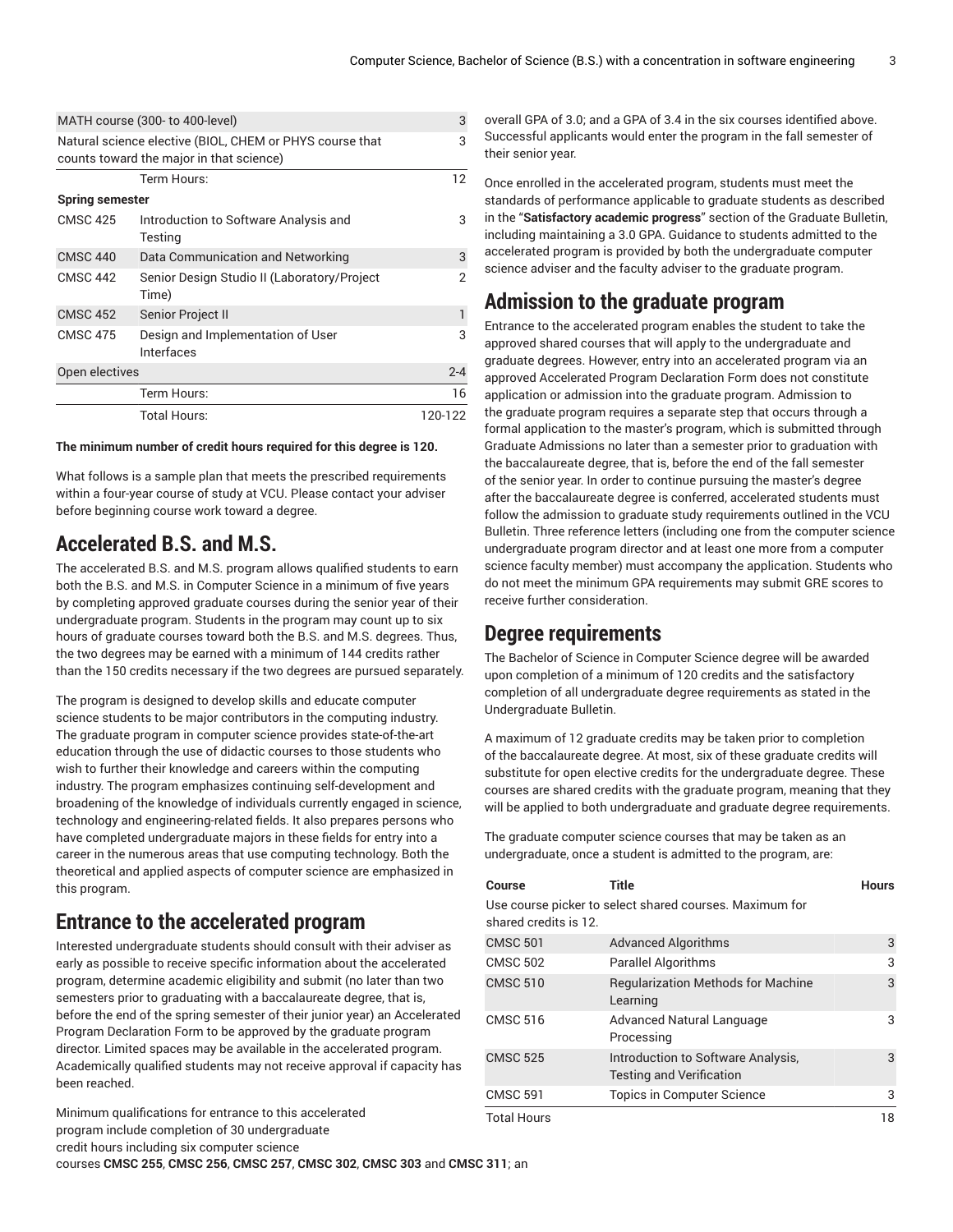| | | |
|---|---|---|
| MATH course (300- to 400-level) | | 3 |
| Natural science elective (BIOL, CHEM or PHYS course that counts toward the major in that science) | | 3 |
| | Term Hours: | 12 |
| **Spring semester** | | |
| CMSC 425 | Introduction to Software Analysis and Testing | 3 |
| CMSC 440 | Data Communication and Networking | 3 |
| CMSC 442 | Senior Design Studio II (Laboratory/Project Time) | 2 |
| CMSC 452 | Senior Project II | 1 |
| CMSC 475 | Design and Implementation of User Interfaces | 3 |
| Open electives | | 2-4 |
| | Term Hours: | 16 |
| | Total Hours: | 120-122 |

**The minimum number of credit hours required for this degree is 120.**

What follows is a sample plan that meets the prescribed requirements within a four-year course of study at VCU. Please contact your adviser before beginning course work toward a degree.

## Accelerated B.S. and M.S.

The accelerated B.S. and M.S. program allows qualified students to earn both the B.S. and M.S. in Computer Science in a minimum of five years by completing approved graduate courses during the senior year of their undergraduate program. Students in the program may count up to six hours of graduate courses toward both the B.S. and M.S. degrees. Thus, the two degrees may be earned with a minimum of 144 credits rather than the 150 credits necessary if the two degrees are pursued separately.

The program is designed to develop skills and educate computer science students to be major contributors in the computing industry. The graduate program in computer science provides state-of-the-art education through the use of didactic courses to those students who wish to further their knowledge and careers within the computing industry. The program emphasizes continuing self-development and broadening of the knowledge of individuals currently engaged in science, technology and engineering-related fields. It also prepares persons who have completed undergraduate majors in these fields for entry into a career in the numerous areas that use computing technology. Both the theoretical and applied aspects of computer science are emphasized in this program.

## Entrance to the accelerated program

Interested undergraduate students should consult with their adviser as early as possible to receive specific information about the accelerated program, determine academic eligibility and submit (no later than two semesters prior to graduating with a baccalaureate degree, that is, before the end of the spring semester of their junior year) an Accelerated Program Declaration Form to be approved by the graduate program director. Limited spaces may be available in the accelerated program. Academically qualified students may not receive approval if capacity has been reached.

Minimum qualifications for entrance to this accelerated program include completion of 30 undergraduate credit hours including six computer science courses **CMSC 255**, **CMSC 256**, **CMSC 257**, **CMSC 302**, **CMSC 303** and **CMSC 311**; an overall GPA of 3.0; and a GPA of 3.4 in the six courses identified above. Successful applicants would enter the program in the fall semester of their senior year.

Once enrolled in the accelerated program, students must meet the standards of performance applicable to graduate students as described in the "**Satisfactory academic progress**" section of the Graduate Bulletin, including maintaining a 3.0 GPA. Guidance to students admitted to the accelerated program is provided by both the undergraduate computer science adviser and the faculty adviser to the graduate program.

## Admission to the graduate program

Entrance to the accelerated program enables the student to take the approved shared courses that will apply to the undergraduate and graduate degrees. However, entry into an accelerated program via an approved Accelerated Program Declaration Form does not constitute application or admission into the graduate program. Admission to the graduate program requires a separate step that occurs through a formal application to the master's program, which is submitted through Graduate Admissions no later than a semester prior to graduation with the baccalaureate degree, that is, before the end of the fall semester of the senior year. In order to continue pursuing the master's degree after the baccalaureate degree is conferred, accelerated students must follow the admission to graduate study requirements outlined in the VCU Bulletin. Three reference letters (including one from the computer science undergraduate program director and at least one more from a computer science faculty member) must accompany the application. Students who do not meet the minimum GPA requirements may submit GRE scores to receive further consideration.

## Degree requirements

The Bachelor of Science in Computer Science degree will be awarded upon completion of a minimum of 120 credits and the satisfactory completion of all undergraduate degree requirements as stated in the Undergraduate Bulletin.

A maximum of 12 graduate credits may be taken prior to completion of the baccalaureate degree. At most, six of these graduate credits will substitute for open elective credits for the undergraduate degree. These courses are shared credits with the graduate program, meaning that they will be applied to both undergraduate and graduate degree requirements.

The graduate computer science courses that may be taken as an undergraduate, once a student is admitted to the program, are:

| Course | Title | Hours |
|---|---|---|
| Use course picker to select shared courses. Maximum for shared credits is 12. | | |
| CMSC 501 | Advanced Algorithms | 3 |
| CMSC 502 | Parallel Algorithms | 3 |
| CMSC 510 | Regularization Methods for Machine Learning | 3 |
| CMSC 516 | Advanced Natural Language Processing | 3 |
| CMSC 525 | Introduction to Software Analysis, Testing and Verification | 3 |
| CMSC 591 | Topics in Computer Science | 3 |
| Total Hours | | 18 |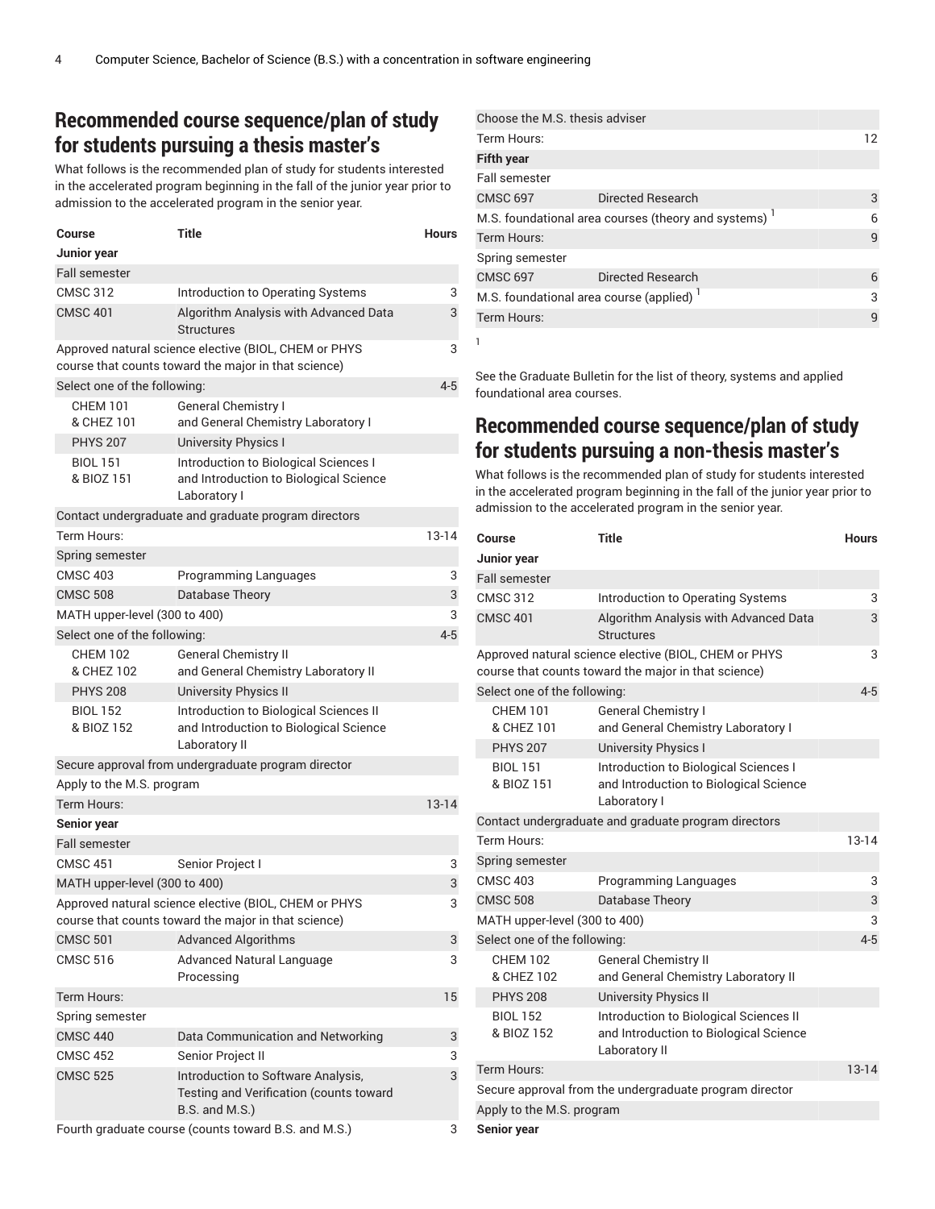## Recommended course sequence/plan of study for students pursuing a thesis master's

What follows is the recommended plan of study for students interested in the accelerated program beginning in the fall of the junior year prior to admission to the accelerated program in the senior year.

| Course | Title | Hours |
| --- | --- | --- |
| **Junior year** | | |
| Fall semester | | |
| CMSC 312 | Introduction to Operating Systems | 3 |
| CMSC 401 | Algorithm Analysis with Advanced Data Structures | 3 |
| Approved natural science elective (BIOL, CHEM or PHYS course that counts toward the major in that science) | | 3 |
| Select one of the following: | | 4-5 |
| CHEM 101 & CHEZ 101 | General Chemistry I and General Chemistry Laboratory I | |
| PHYS 207 | University Physics I | |
| BIOL 151 & BIOZ 151 | Introduction to Biological Sciences I and Introduction to Biological Science Laboratory I | |
| Contact undergraduate and graduate program directors | | |
| Term Hours: | | 13-14 |
| Spring semester | | |
| CMSC 403 | Programming Languages | 3 |
| CMSC 508 | Database Theory | 3 |
| MATH upper-level (300 to 400) | | 3 |
| Select one of the following: | | 4-5 |
| CHEM 102 & CHEZ 102 | General Chemistry II and General Chemistry Laboratory II | |
| PHYS 208 | University Physics II | |
| BIOL 152 & BIOZ 152 | Introduction to Biological Sciences II and Introduction to Biological Science Laboratory II | |
| Secure approval from undergraduate program director | | |
| Apply to the M.S. program | | |
| Term Hours: | | 13-14 |
| **Senior year** | | |
| Fall semester | | |
| CMSC 451 | Senior Project I | 3 |
| MATH upper-level (300 to 400) | | 3 |
| Approved natural science elective (BIOL, CHEM or PHYS course that counts toward the major in that science) | | 3 |
| CMSC 501 | Advanced Algorithms | 3 |
| CMSC 516 | Advanced Natural Language Processing | 3 |
| Term Hours: | | 15 |
| Spring semester | | |
| CMSC 440 | Data Communication and Networking | 3 |
| CMSC 452 | Senior Project II | 3 |
| CMSC 525 | Introduction to Software Analysis, Testing and Verification (counts toward B.S. and M.S.) | 3 |
| Fourth graduate course (counts toward B.S. and M.S.) | | 3 |
| Choose the M.S. thesis adviser | | |
| Term Hours: | | 12 |
| **Fifth year** | | |
| Fall semester | | |
| CMSC 697 | Directed Research | 3 |
| M.S. foundational area courses (theory and systems) [1] | | 6 |
| Term Hours: | | 9 |
| Spring semester | | |
| CMSC 697 | Directed Research | 6 |
| M.S. foundational area course (applied) [1] | | 3 |
| Term Hours: | | 9 |

1

See the Graduate Bulletin for the list of theory, systems and applied foundational area courses.

## Recommended course sequence/plan of study for students pursuing a non-thesis master's

What follows is the recommended plan of study for students interested in the accelerated program beginning in the fall of the junior year prior to admission to the accelerated program in the senior year.

| Course | Title | Hours |
| --- | --- | --- |
| **Junior year** | | |
| Fall semester | | |
| CMSC 312 | Introduction to Operating Systems | 3 |
| CMSC 401 | Algorithm Analysis with Advanced Data Structures | 3 |
| Approved natural science elective (BIOL, CHEM or PHYS course that counts toward the major in that science) | | 3 |
| Select one of the following: | | 4-5 |
| CHEM 101 & CHEZ 101 | General Chemistry I and General Chemistry Laboratory I | |
| PHYS 207 | University Physics I | |
| BIOL 151 & BIOZ 151 | Introduction to Biological Sciences I and Introduction to Biological Science Laboratory I | |
| Contact undergraduate and graduate program directors | | |
| Term Hours: | | 13-14 |
| Spring semester | | |
| CMSC 403 | Programming Languages | 3 |
| CMSC 508 | Database Theory | 3 |
| MATH upper-level (300 to 400) | | 3 |
| Select one of the following: | | 4-5 |
| CHEM 102 & CHEZ 102 | General Chemistry II and General Chemistry Laboratory II | |
| PHYS 208 | University Physics II | |
| BIOL 152 & BIOZ 152 | Introduction to Biological Sciences II and Introduction to Biological Science Laboratory II | |
| Term Hours: | | 13-14 |
| Secure approval from the undergraduate program director | | |
| Apply to the M.S. program | | |
| **Senior year** | | |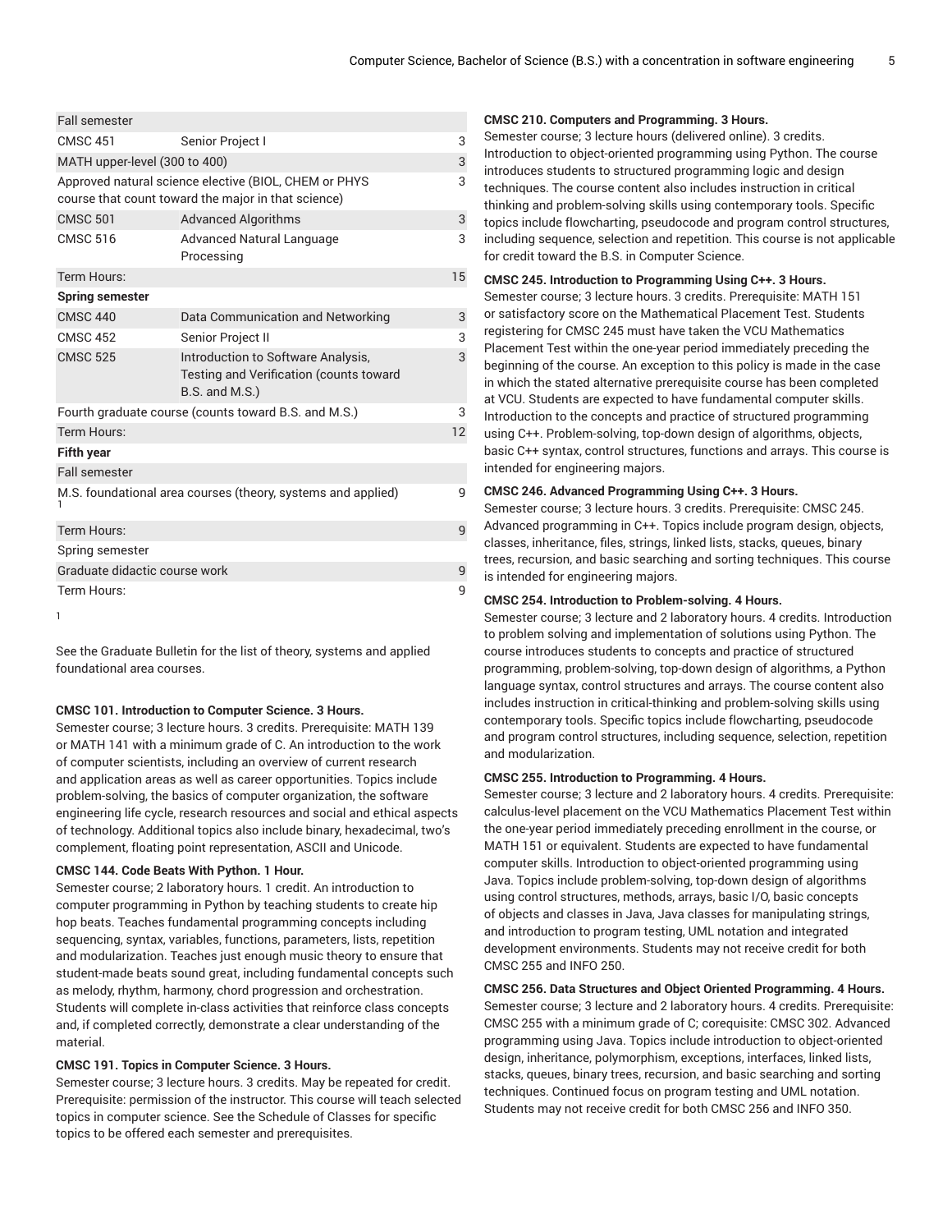| | | |
|---|---|---|
| Fall semester | | |
| CMSC 451 | Senior Project I | 3 |
| MATH upper-level (300 to 400) | | 3 |
| Approved natural science elective (BIOL, CHEM or PHYS course that count toward the major in that science) | | 3 |
| CMSC 501 | Advanced Algorithms | 3 |
| CMSC 516 | Advanced Natural Language Processing | 3 |
| Term Hours: | | 15 |
| **Spring semester** | | |
| CMSC 440 | Data Communication and Networking | 3 |
| CMSC 452 | Senior Project II | 3 |
| CMSC 525 | Introduction to Software Analysis, Testing and Verification (counts toward B.S. and M.S.) | 3 |
| Fourth graduate course (counts toward B.S. and M.S.) | | 3 |
| Term Hours: | | 12 |
| **Fifth year** | | |
| Fall semester | | |
| M.S. foundational area courses (theory, systems and applied) [1] | | 9 |
| Term Hours: | | 9 |
| Spring semester | | |
| Graduate didactic course work | | 9 |
| Term Hours: | | 9 |

[1] See the Graduate Bulletin for the list of theory, systems and applied foundational area courses.

**CMSC 101. Introduction to Computer Science. 3 Hours.**

Semester course; 3 lecture hours. 3 credits. Prerequisite: MATH 139 or MATH 141 with a minimum grade of C. An introduction to the work of computer scientists, including an overview of current research and application areas as well as career opportunities. Topics include problem-solving, the basics of computer organization, the software engineering life cycle, research resources and social and ethical aspects of technology. Additional topics also include binary, hexadecimal, two's complement, floating point representation, ASCII and Unicode.

**CMSC 144. Code Beats With Python. 1 Hour.**

Semester course; 2 laboratory hours. 1 credit. An introduction to computer programming in Python by teaching students to create hip hop beats. Teaches fundamental programming concepts including sequencing, syntax, variables, functions, parameters, lists, repetition and modularization. Teaches just enough music theory to ensure that student-made beats sound great, including fundamental concepts such as melody, rhythm, harmony, chord progression and orchestration. Students will complete in-class activities that reinforce class concepts and, if completed correctly, demonstrate a clear understanding of the material.

**CMSC 191. Topics in Computer Science. 3 Hours.**

Semester course; 3 lecture hours. 3 credits. May be repeated for credit. Prerequisite: permission of the instructor. This course will teach selected topics in computer science. See the Schedule of Classes for specific topics to be offered each semester and prerequisites.

**CMSC 210. Computers and Programming. 3 Hours.**

Semester course; 3 lecture hours (delivered online). 3 credits. Introduction to object-oriented programming using Python. The course introduces students to structured programming logic and design techniques. The course content also includes instruction in critical thinking and problem-solving skills using contemporary tools. Specific topics include flowcharting, pseudocode and program control structures, including sequence, selection and repetition. This course is not applicable for credit toward the B.S. in Computer Science.

**CMSC 245. Introduction to Programming Using C++. 3 Hours.**

Semester course; 3 lecture hours. 3 credits. Prerequisite: MATH 151 or satisfactory score on the Mathematical Placement Test. Students registering for CMSC 245 must have taken the VCU Mathematics Placement Test within the one-year period immediately preceding the beginning of the course. An exception to this policy is made in the case in which the stated alternative prerequisite course has been completed at VCU. Students are expected to have fundamental computer skills. Introduction to the concepts and practice of structured programming using C++. Problem-solving, top-down design of algorithms, objects, basic C++ syntax, control structures, functions and arrays. This course is intended for engineering majors.

**CMSC 246. Advanced Programming Using C++. 3 Hours.**

Semester course; 3 lecture hours. 3 credits. Prerequisite: CMSC 245. Advanced programming in C++. Topics include program design, objects, classes, inheritance, files, strings, linked lists, stacks, queues, binary trees, recursion, and basic searching and sorting techniques. This course is intended for engineering majors.

**CMSC 254. Introduction to Problem-solving. 4 Hours.**

Semester course; 3 lecture and 2 laboratory hours. 4 credits. Introduction to problem solving and implementation of solutions using Python. The course introduces students to concepts and practice of structured programming, problem-solving, top-down design of algorithms, a Python language syntax, control structures and arrays. The course content also includes instruction in critical-thinking and problem-solving skills using contemporary tools. Specific topics include flowcharting, pseudocode and program control structures, including sequence, selection, repetition and modularization.

**CMSC 255. Introduction to Programming. 4 Hours.**

Semester course; 3 lecture and 2 laboratory hours. 4 credits. Prerequisite: calculus-level placement on the VCU Mathematics Placement Test within the one-year period immediately preceding enrollment in the course, or MATH 151 or equivalent. Students are expected to have fundamental computer skills. Introduction to object-oriented programming using Java. Topics include problem-solving, top-down design of algorithms using control structures, methods, arrays, basic I/O, basic concepts of objects and classes in Java, Java classes for manipulating strings, and introduction to program testing, UML notation and integrated development environments. Students may not receive credit for both CMSC 255 and INFO 250.

**CMSC 256. Data Structures and Object Oriented Programming. 4 Hours.**

Semester course; 3 lecture and 2 laboratory hours. 4 credits. Prerequisite: CMSC 255 with a minimum grade of C; corequisite: CMSC 302. Advanced programming using Java. Topics include introduction to object-oriented design, inheritance, polymorphism, exceptions, interfaces, linked lists, stacks, queues, binary trees, recursion, and basic searching and sorting techniques. Continued focus on program testing and UML notation. Students may not receive credit for both CMSC 256 and INFO 350.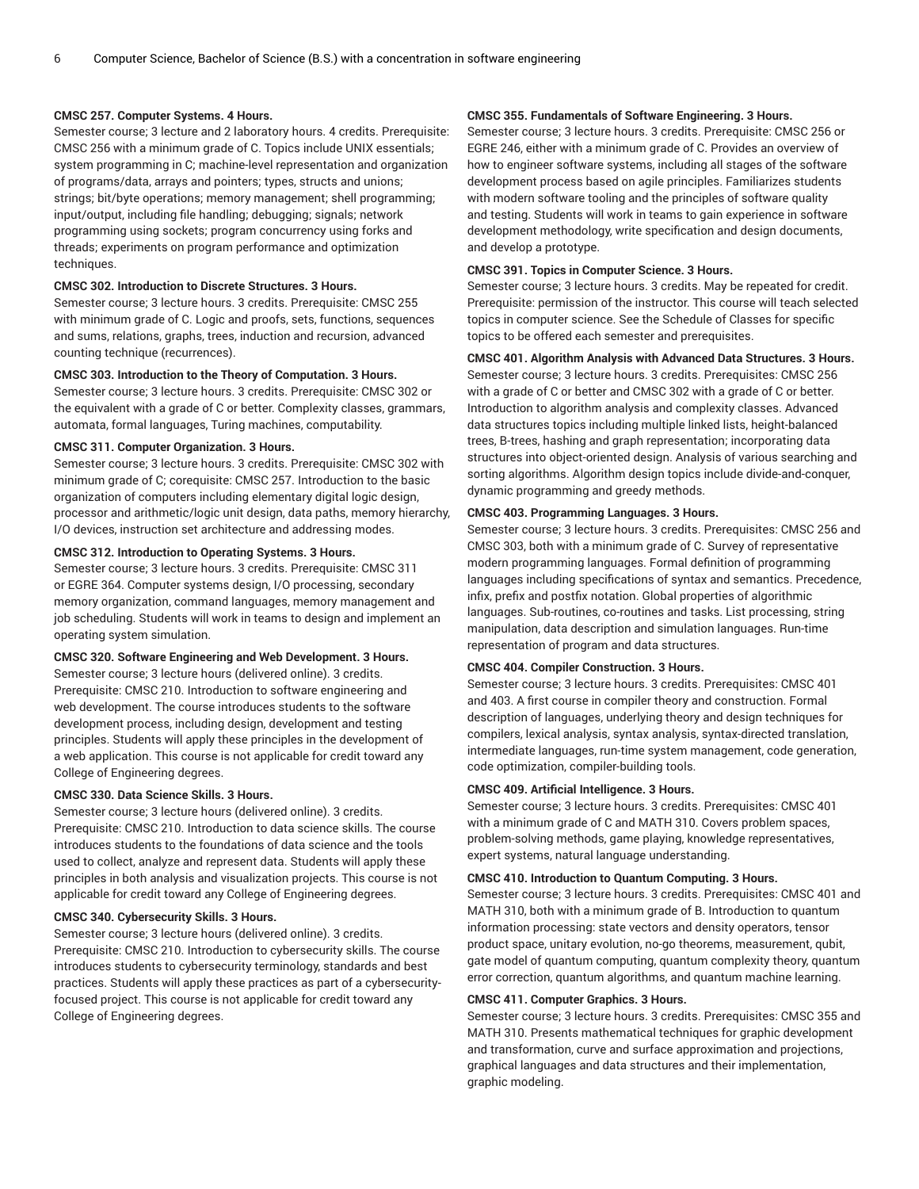**CMSC 257. Computer Systems. 4 Hours.**
Semester course; 3 lecture and 2 laboratory hours. 4 credits. Prerequisite: CMSC 256 with a minimum grade of C. Topics include UNIX essentials; system programming in C; machine-level representation and organization of programs/data, arrays and pointers; types, structs and unions; strings; bit/byte operations; memory management; shell programming; input/output, including file handling; debugging; signals; network programming using sockets; program concurrency using forks and threads; experiments on program performance and optimization techniques.

**CMSC 302. Introduction to Discrete Structures. 3 Hours.**
Semester course; 3 lecture hours. 3 credits. Prerequisite: CMSC 255 with minimum grade of C. Logic and proofs, sets, functions, sequences and sums, relations, graphs, trees, induction and recursion, advanced counting technique (recurrences).

**CMSC 303. Introduction to the Theory of Computation. 3 Hours.**
Semester course; 3 lecture hours. 3 credits. Prerequisite: CMSC 302 or the equivalent with a grade of C or better. Complexity classes, grammars, automata, formal languages, Turing machines, computability.

**CMSC 311. Computer Organization. 3 Hours.**
Semester course; 3 lecture hours. 3 credits. Prerequisite: CMSC 302 with minimum grade of C; corequisite: CMSC 257. Introduction to the basic organization of computers including elementary digital logic design, processor and arithmetic/logic unit design, data paths, memory hierarchy, I/O devices, instruction set architecture and addressing modes.

**CMSC 312. Introduction to Operating Systems. 3 Hours.**
Semester course; 3 lecture hours. 3 credits. Prerequisite: CMSC 311 or EGRE 364. Computer systems design, I/O processing, secondary memory organization, command languages, memory management and job scheduling. Students will work in teams to design and implement an operating system simulation.

**CMSC 320. Software Engineering and Web Development. 3 Hours.**
Semester course; 3 lecture hours (delivered online). 3 credits. Prerequisite: CMSC 210. Introduction to software engineering and web development. The course introduces students to the software development process, including design, development and testing principles. Students will apply these principles in the development of a web application. This course is not applicable for credit toward any College of Engineering degrees.

**CMSC 330. Data Science Skills. 3 Hours.**
Semester course; 3 lecture hours (delivered online). 3 credits. Prerequisite: CMSC 210. Introduction to data science skills. The course introduces students to the foundations of data science and the tools used to collect, analyze and represent data. Students will apply these principles in both analysis and visualization projects. This course is not applicable for credit toward any College of Engineering degrees.

**CMSC 340. Cybersecurity Skills. 3 Hours.**
Semester course; 3 lecture hours (delivered online). 3 credits. Prerequisite: CMSC 210. Introduction to cybersecurity skills. The course introduces students to cybersecurity terminology, standards and best practices. Students will apply these practices as part of a cybersecurity-focused project. This course is not applicable for credit toward any College of Engineering degrees.

**CMSC 355. Fundamentals of Software Engineering. 3 Hours.**
Semester course; 3 lecture hours. 3 credits. Prerequisite: CMSC 256 or EGRE 246, either with a minimum grade of C. Provides an overview of how to engineer software systems, including all stages of the software development process based on agile principles. Familiarizes students with modern software tooling and the principles of software quality and testing. Students will work in teams to gain experience in software development methodology, write specification and design documents, and develop a prototype.

**CMSC 391. Topics in Computer Science. 3 Hours.**
Semester course; 3 lecture hours. 3 credits. May be repeated for credit. Prerequisite: permission of the instructor. This course will teach selected topics in computer science. See the Schedule of Classes for specific topics to be offered each semester and prerequisites.

**CMSC 401. Algorithm Analysis with Advanced Data Structures. 3 Hours.**
Semester course; 3 lecture hours. 3 credits. Prerequisites: CMSC 256 with a grade of C or better and CMSC 302 with a grade of C or better. Introduction to algorithm analysis and complexity classes. Advanced data structures topics including multiple linked lists, height-balanced trees, B-trees, hashing and graph representation; incorporating data structures into object-oriented design. Analysis of various searching and sorting algorithms. Algorithm design topics include divide-and-conquer, dynamic programming and greedy methods.

**CMSC 403. Programming Languages. 3 Hours.**
Semester course; 3 lecture hours. 3 credits. Prerequisites: CMSC 256 and CMSC 303, both with a minimum grade of C. Survey of representative modern programming languages. Formal definition of programming languages including specifications of syntax and semantics. Precedence, infix, prefix and postfix notation. Global properties of algorithmic languages. Sub-routines, co-routines and tasks. List processing, string manipulation, data description and simulation languages. Run-time representation of program and data structures.

**CMSC 404. Compiler Construction. 3 Hours.**
Semester course; 3 lecture hours. 3 credits. Prerequisites: CMSC 401 and 403. A first course in compiler theory and construction. Formal description of languages, underlying theory and design techniques for compilers, lexical analysis, syntax analysis, syntax-directed translation, intermediate languages, run-time system management, code generation, code optimization, compiler-building tools.

**CMSC 409. Artificial Intelligence. 3 Hours.**
Semester course; 3 lecture hours. 3 credits. Prerequisites: CMSC 401 with a minimum grade of C and MATH 310. Covers problem spaces, problem-solving methods, game playing, knowledge representatives, expert systems, natural language understanding.

**CMSC 410. Introduction to Quantum Computing. 3 Hours.**
Semester course; 3 lecture hours. 3 credits. Prerequisites: CMSC 401 and MATH 310, both with a minimum grade of B. Introduction to quantum information processing: state vectors and density operators, tensor product space, unitary evolution, no-go theorems, measurement, qubit, gate model of quantum computing, quantum complexity theory, quantum error correction, quantum algorithms, and quantum machine learning.

**CMSC 411. Computer Graphics. 3 Hours.**
Semester course; 3 lecture hours. 3 credits. Prerequisites: CMSC 355 and MATH 310. Presents mathematical techniques for graphic development and transformation, curve and surface approximation and projections, graphical languages and data structures and their implementation, graphic modeling.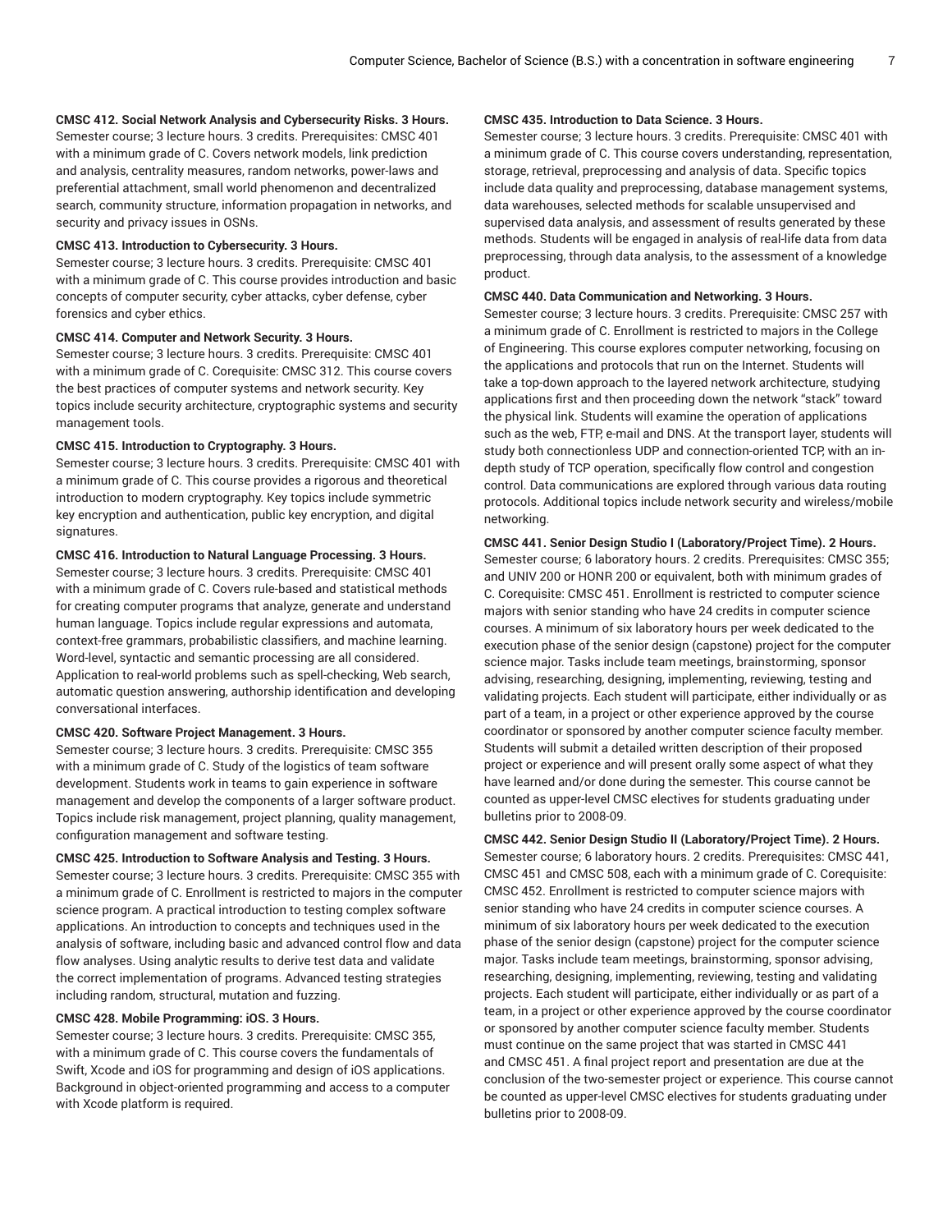**CMSC 412. Social Network Analysis and Cybersecurity Risks. 3 Hours.**
Semester course; 3 lecture hours. 3 credits. Prerequisites: CMSC 401 with a minimum grade of C. Covers network models, link prediction and analysis, centrality measures, random networks, power-laws and preferential attachment, small world phenomenon and decentralized search, community structure, information propagation in networks, and security and privacy issues in OSNs.

**CMSC 413. Introduction to Cybersecurity. 3 Hours.**
Semester course; 3 lecture hours. 3 credits. Prerequisite: CMSC 401 with a minimum grade of C. This course provides introduction and basic concepts of computer security, cyber attacks, cyber defense, cyber forensics and cyber ethics.

**CMSC 414. Computer and Network Security. 3 Hours.**
Semester course; 3 lecture hours. 3 credits. Prerequisite: CMSC 401 with a minimum grade of C. Corequisite: CMSC 312. This course covers the best practices of computer systems and network security. Key topics include security architecture, cryptographic systems and security management tools.

**CMSC 415. Introduction to Cryptography. 3 Hours.**
Semester course; 3 lecture hours. 3 credits. Prerequisite: CMSC 401 with a minimum grade of C. This course provides a rigorous and theoretical introduction to modern cryptography. Key topics include symmetric key encryption and authentication, public key encryption, and digital signatures.

**CMSC 416. Introduction to Natural Language Processing. 3 Hours.**
Semester course; 3 lecture hours. 3 credits. Prerequisite: CMSC 401 with a minimum grade of C. Covers rule-based and statistical methods for creating computer programs that analyze, generate and understand human language. Topics include regular expressions and automata, context-free grammars, probabilistic classifiers, and machine learning. Word-level, syntactic and semantic processing are all considered. Application to real-world problems such as spell-checking, Web search, automatic question answering, authorship identification and developing conversational interfaces.

**CMSC 420. Software Project Management. 3 Hours.**
Semester course; 3 lecture hours. 3 credits. Prerequisite: CMSC 355 with a minimum grade of C. Study of the logistics of team software development. Students work in teams to gain experience in software management and develop the components of a larger software product. Topics include risk management, project planning, quality management, configuration management and software testing.

**CMSC 425. Introduction to Software Analysis and Testing. 3 Hours.**
Semester course; 3 lecture hours. 3 credits. Prerequisite: CMSC 355 with a minimum grade of C. Enrollment is restricted to majors in the computer science program. A practical introduction to testing complex software applications. An introduction to concepts and techniques used in the analysis of software, including basic and advanced control flow and data flow analyses. Using analytic results to derive test data and validate the correct implementation of programs. Advanced testing strategies including random, structural, mutation and fuzzing.

**CMSC 428. Mobile Programming: iOS. 3 Hours.**
Semester course; 3 lecture hours. 3 credits. Prerequisite: CMSC 355, with a minimum grade of C. This course covers the fundamentals of Swift, Xcode and iOS for programming and design of iOS applications. Background in object-oriented programming and access to a computer with Xcode platform is required.

**CMSC 435. Introduction to Data Science. 3 Hours.**
Semester course; 3 lecture hours. 3 credits. Prerequisite: CMSC 401 with a minimum grade of C. This course covers understanding, representation, storage, retrieval, preprocessing and analysis of data. Specific topics include data quality and preprocessing, database management systems, data warehouses, selected methods for scalable unsupervised and supervised data analysis, and assessment of results generated by these methods. Students will be engaged in analysis of real-life data from data preprocessing, through data analysis, to the assessment of a knowledge product.

**CMSC 440. Data Communication and Networking. 3 Hours.**
Semester course; 3 lecture hours. 3 credits. Prerequisite: CMSC 257 with a minimum grade of C. Enrollment is restricted to majors in the College of Engineering. This course explores computer networking, focusing on the applications and protocols that run on the Internet. Students will take a top-down approach to the layered network architecture, studying applications first and then proceeding down the network "stack" toward the physical link. Students will examine the operation of applications such as the web, FTP, e-mail and DNS. At the transport layer, students will study both connectionless UDP and connection-oriented TCP, with an in-depth study of TCP operation, specifically flow control and congestion control. Data communications are explored through various data routing protocols. Additional topics include network security and wireless/mobile networking.

**CMSC 441. Senior Design Studio I (Laboratory/Project Time). 2 Hours.**
Semester course; 6 laboratory hours. 2 credits. Prerequisites: CMSC 355; and UNIV 200 or HONR 200 or equivalent, both with minimum grades of C. Corequisite: CMSC 451. Enrollment is restricted to computer science majors with senior standing who have 24 credits in computer science courses. A minimum of six laboratory hours per week dedicated to the execution phase of the senior design (capstone) project for the computer science major. Tasks include team meetings, brainstorming, sponsor advising, researching, designing, implementing, reviewing, testing and validating projects. Each student will participate, either individually or as part of a team, in a project or other experience approved by the course coordinator or sponsored by another computer science faculty member. Students will submit a detailed written description of their proposed project or experience and will present orally some aspect of what they have learned and/or done during the semester. This course cannot be counted as upper-level CMSC electives for students graduating under bulletins prior to 2008-09.

**CMSC 442. Senior Design Studio II (Laboratory/Project Time). 2 Hours.**
Semester course; 6 laboratory hours. 2 credits. Prerequisites: CMSC 441, CMSC 451 and CMSC 508, each with a minimum grade of C. Corequisite: CMSC 452. Enrollment is restricted to computer science majors with senior standing who have 24 credits in computer science courses. A minimum of six laboratory hours per week dedicated to the execution phase of the senior design (capstone) project for the computer science major. Tasks include team meetings, brainstorming, sponsor advising, researching, designing, implementing, reviewing, testing and validating projects. Each student will participate, either individually or as part of a team, in a project or other experience approved by the course coordinator or sponsored by another computer science faculty member. Students must continue on the same project that was started in CMSC 441 and CMSC 451. A final project report and presentation are due at the conclusion of the two-semester project or experience. This course cannot be counted as upper-level CMSC electives for students graduating under bulletins prior to 2008-09.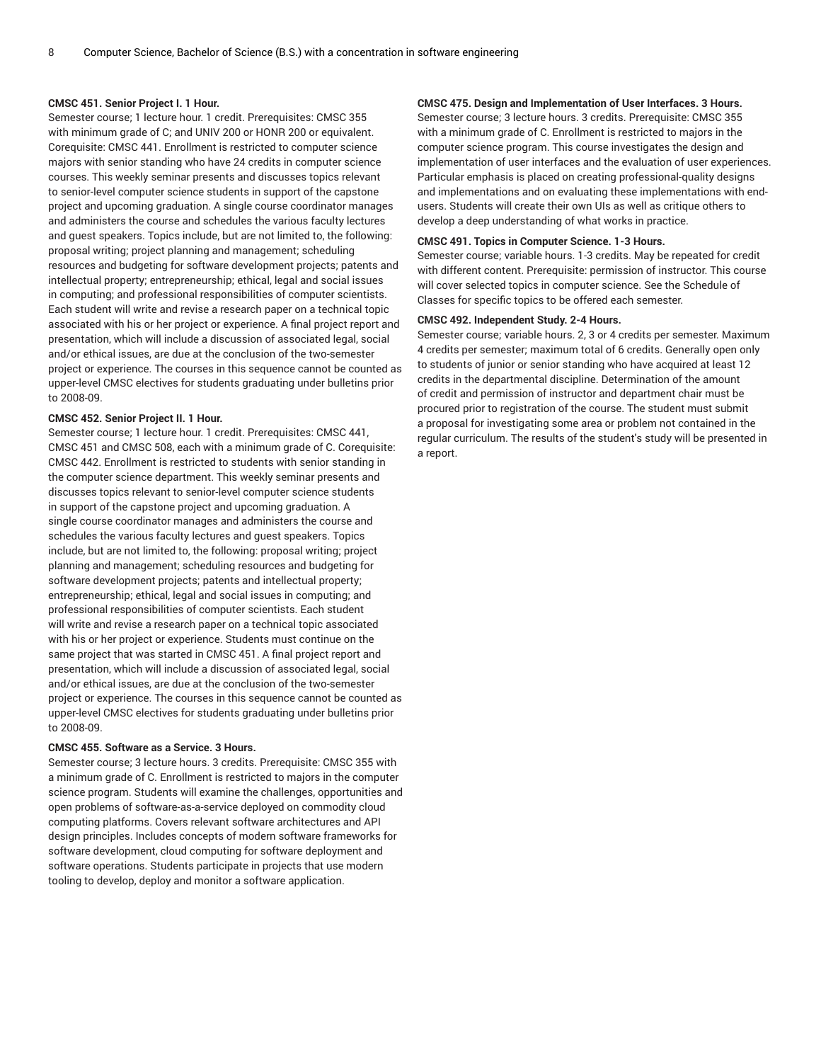**CMSC 451. Senior Project I. 1 Hour.**

Semester course; 1 lecture hour. 1 credit. Prerequisites: CMSC 355 with minimum grade of C; and UNIV 200 or HONR 200 or equivalent. Corequisite: CMSC 441. Enrollment is restricted to computer science majors with senior standing who have 24 credits in computer science courses. This weekly seminar presents and discusses topics relevant to senior-level computer science students in support of the capstone project and upcoming graduation. A single course coordinator manages and administers the course and schedules the various faculty lectures and guest speakers. Topics include, but are not limited to, the following: proposal writing; project planning and management; scheduling resources and budgeting for software development projects; patents and intellectual property; entrepreneurship; ethical, legal and social issues in computing; and professional responsibilities of computer scientists. Each student will write and revise a research paper on a technical topic associated with his or her project or experience. A final project report and presentation, which will include a discussion of associated legal, social and/or ethical issues, are due at the conclusion of the two-semester project or experience. The courses in this sequence cannot be counted as upper-level CMSC electives for students graduating under bulletins prior to 2008-09.

**CMSC 452. Senior Project II. 1 Hour.**

Semester course; 1 lecture hour. 1 credit. Prerequisites: CMSC 441, CMSC 451 and CMSC 508, each with a minimum grade of C. Corequisite: CMSC 442. Enrollment is restricted to students with senior standing in the computer science department. This weekly seminar presents and discusses topics relevant to senior-level computer science students in support of the capstone project and upcoming graduation. A single course coordinator manages and administers the course and schedules the various faculty lectures and guest speakers. Topics include, but are not limited to, the following: proposal writing; project planning and management; scheduling resources and budgeting for software development projects; patents and intellectual property; entrepreneurship; ethical, legal and social issues in computing; and professional responsibilities of computer scientists. Each student will write and revise a research paper on a technical topic associated with his or her project or experience. Students must continue on the same project that was started in CMSC 451. A final project report and presentation, which will include a discussion of associated legal, social and/or ethical issues, are due at the conclusion of the two-semester project or experience. The courses in this sequence cannot be counted as upper-level CMSC electives for students graduating under bulletins prior to 2008-09.

**CMSC 455. Software as a Service. 3 Hours.**

Semester course; 3 lecture hours. 3 credits. Prerequisite: CMSC 355 with a minimum grade of C. Enrollment is restricted to majors in the computer science program. Students will examine the challenges, opportunities and open problems of software-as-a-service deployed on commodity cloud computing platforms. Covers relevant software architectures and API design principles. Includes concepts of modern software frameworks for software development, cloud computing for software deployment and software operations. Students participate in projects that use modern tooling to develop, deploy and monitor a software application.

**CMSC 475. Design and Implementation of User Interfaces. 3 Hours.**

Semester course; 3 lecture hours. 3 credits. Prerequisite: CMSC 355 with a minimum grade of C. Enrollment is restricted to majors in the computer science program. This course investigates the design and implementation of user interfaces and the evaluation of user experiences. Particular emphasis is placed on creating professional-quality designs and implementations and on evaluating these implementations with end-users. Students will create their own UIs as well as critique others to develop a deep understanding of what works in practice.

**CMSC 491. Topics in Computer Science. 1-3 Hours.**

Semester course; variable hours. 1-3 credits. May be repeated for credit with different content. Prerequisite: permission of instructor. This course will cover selected topics in computer science. See the Schedule of Classes for specific topics to be offered each semester.

**CMSC 492. Independent Study. 2-4 Hours.**

Semester course; variable hours. 2, 3 or 4 credits per semester. Maximum 4 credits per semester; maximum total of 6 credits. Generally open only to students of junior or senior standing who have acquired at least 12 credits in the departmental discipline. Determination of the amount of credit and permission of instructor and department chair must be procured prior to registration of the course. The student must submit a proposal for investigating some area or problem not contained in the regular curriculum. The results of the student's study will be presented in a report.